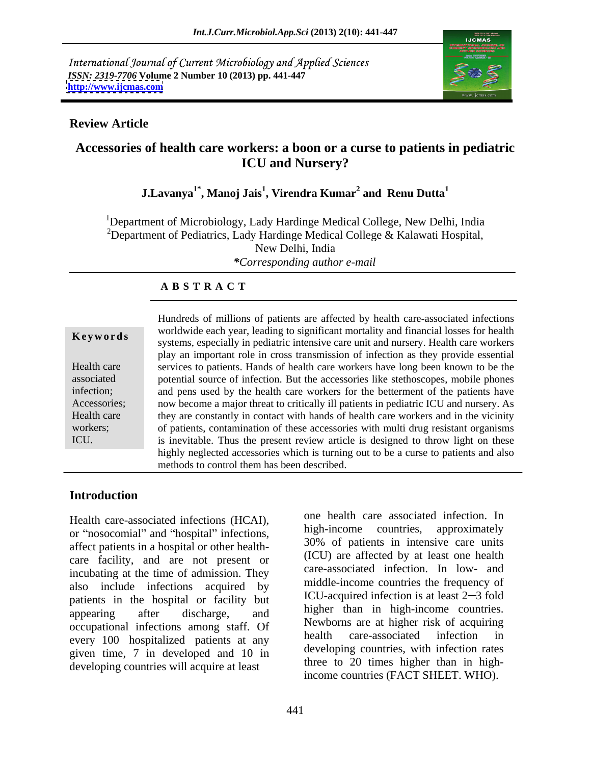International Journal of Current Microbiology and Applied Sciences
*ISSN: 2319-7706* **Volume 2 Number 10 (2013) pp. 441-447**
**http://www.ijcmas.com**

**Review Article**

# Accessories of health care workers: a boon or a curse to patients in pediatric ICU and Nursery?

**J.Lavanya[1*], Manoj Jais[1], Virendra Kumar[2] and Renu Dutta[1]**

[1]Department of Microbiology, Lady Hardinge Medical College, New Delhi, India
[2]Department of Pediatrics, Lady Hardinge Medical College & Kalawati Hospital, New Delhi, India
*\*Corresponding author e-mail*

**A B S T R A C T**

**Keywords**

Health care associated infection; Accessories; Health care workers; ICU.

Hundreds of millions of patients are affected by health care-associated infections worldwide each year, leading to significant mortality and financial losses for health systems, especially in pediatric intensive care unit and nursery. Health care workers play an important role in cross transmission of infection as they provide essential services to patients. Hands of health care workers have long been known to be the potential source of infection. But the accessories like stethoscopes, mobile phones and pens used by the health care workers for the betterment of the patients have now become a major threat to critically ill patients in pediatric ICU and nursery. As they are constantly in contact with hands of health care workers and in the vicinity of patients, contamination of these accessories with multi drug resistant organisms is inevitable. Thus the present review article is designed to throw light on these highly neglected accessories which is turning out to be a curse to patients and also methods to control them has been described.

## Introduction

Health care-associated infections (HCAI), or "nosocomial" and "hospital" infections, affect patients in a hospital or other health-care facility, and are not present or incubating at the time of admission. They also include infections acquired by patients in the hospital or facility but appearing after discharge, and occupational infections among staff. Of every 100 hospitalized patients at any given time, 7 in developed and 10 in developing countries will acquire at least one health care associated infection. In high-income countries, approximately 30% of patients in intensive care units (ICU) are affected by at least one health care-associated infection. In low- and middle-income countries the frequency of ICU-acquired infection is at least 2–3 fold higher than in high-income countries. Newborns are at higher risk of acquiring health care-associated infection in developing countries, with infection rates three to 20 times higher than in high-income countries (FACT SHEET. WHO).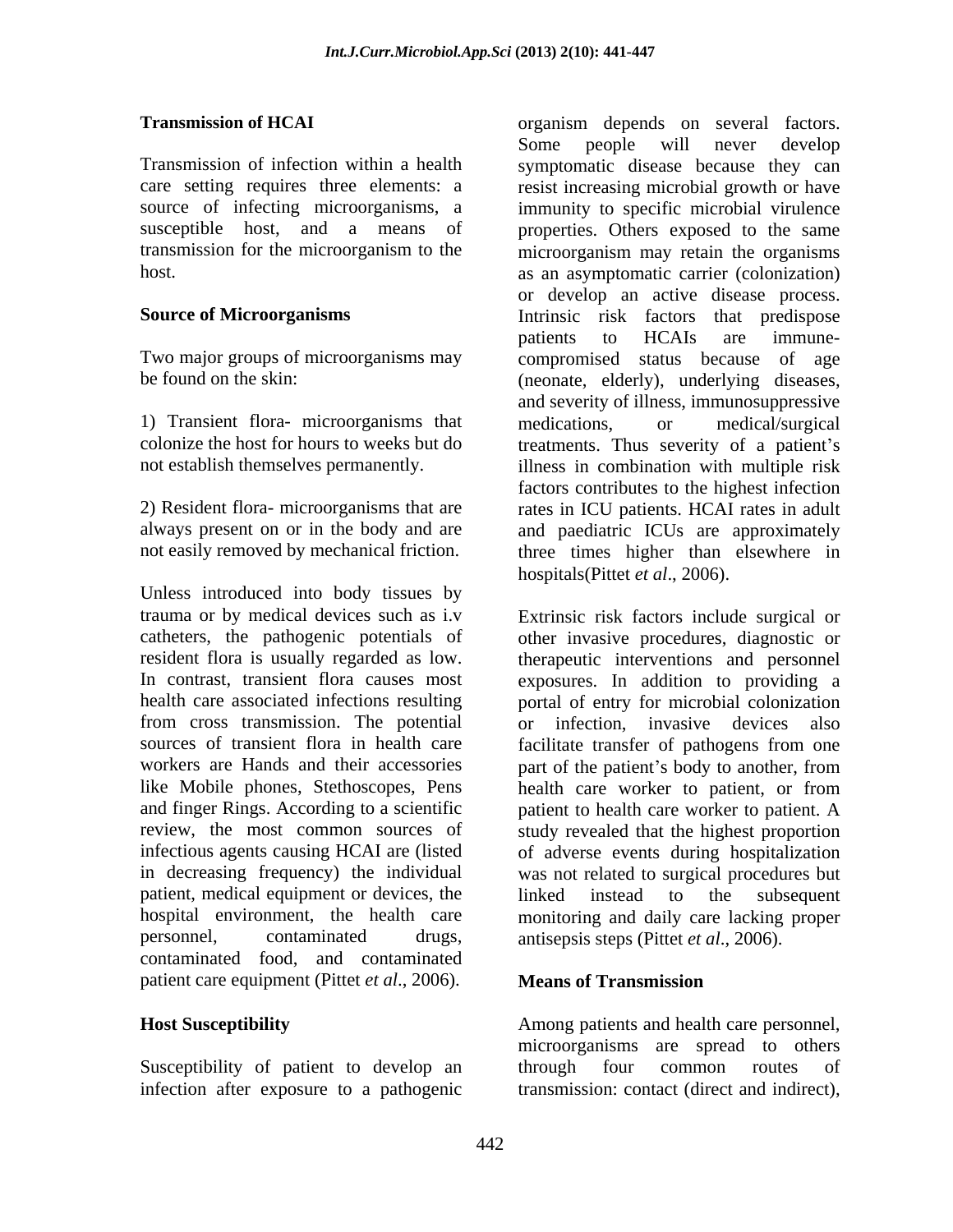## Transmission of HCAI

Transmission of infection within a health care setting requires three elements: a source of infecting microorganisms, a susceptible host, and a means of transmission for the microorganism to the host.

### Source of Microorganisms

Two major groups of microorganisms may be found on the skin:

1) Transient flora- microorganisms that colonize the host for hours to weeks but do not establish themselves permanently.

2) Resident flora- microorganisms that are always present on or in the body and are not easily removed by mechanical friction.

Unless introduced into body tissues by trauma or by medical devices such as i.v catheters, the pathogenic potentials of resident flora is usually regarded as low. In contrast, transient flora causes most health care associated infections resulting from cross transmission. The potential sources of transient flora in health care workers are Hands and their accessories like Mobile phones, Stethoscopes, Pens and finger Rings. According to a scientific review, the most common sources of infectious agents causing HCAI are (listed in decreasing frequency) the individual patient, medical equipment or devices, the hospital environment, the health care personnel, contaminated drugs, contaminated food, and contaminated patient care equipment (Pittet *et al*., 2006).

### Host Susceptibility

Susceptibility of patient to develop an infection after exposure to a pathogenic organism depends on several factors. Some people will never develop symptomatic disease because they can resist increasing microbial growth or have immunity to specific microbial virulence properties. Others exposed to the same microorganism may retain the organisms as an asymptomatic carrier (colonization) or develop an active disease process. Intrinsic risk factors that predispose patients to HCAIs are immune-compromised status because of age (neonate, elderly), underlying diseases, and severity of illness, immunosuppressive medications, or medical/surgical treatments. Thus severity of a patient's illness in combination with multiple risk factors contributes to the highest infection rates in ICU patients. HCAI rates in adult and paediatric ICUs are approximately three times higher than elsewhere in hospitals(Pittet *et al*., 2006).

Extrinsic risk factors include surgical or other invasive procedures, diagnostic or therapeutic interventions and personnel exposures. In addition to providing a portal of entry for microbial colonization or infection, invasive devices also facilitate transfer of pathogens from one part of the patient's body to another, from health care worker to patient, or from patient to health care worker to patient. A study revealed that the highest proportion of adverse events during hospitalization was not related to surgical procedures but linked instead to the subsequent monitoring and daily care lacking proper antisepsis steps (Pittet *et al*., 2006).

### Means of Transmission

Among patients and health care personnel, microorganisms are spread to others through four common routes of transmission: contact (direct and indirect),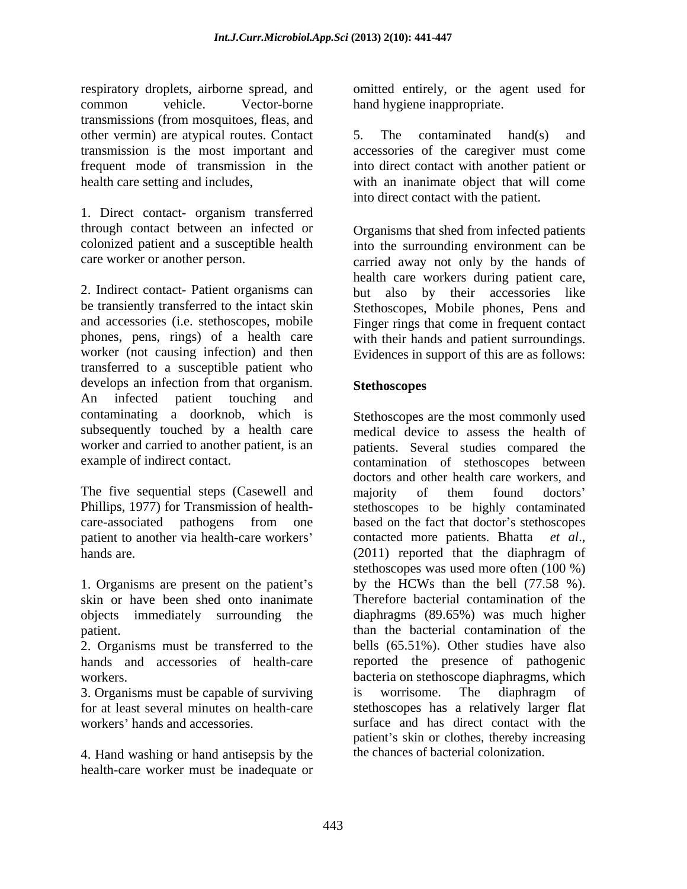respiratory droplets, airborne spread, and common vehicle. Vector-borne transmissions (from mosquitoes, fleas, and other vermin) are atypical routes. Contact transmission is the most important and frequent mode of transmission in the health care setting and includes,

1. Direct contact- organism transferred through contact between an infected or colonized patient and a susceptible health care worker or another person.

2. Indirect contact- Patient organisms can be transiently transferred to the intact skin and accessories (i.e. stethoscopes, mobile phones, pens, rings) of a health care worker (not causing infection) and then transferred to a susceptible patient who develops an infection from that organism. An infected patient touching and contaminating a doorknob, which is subsequently touched by a health care worker and carried to another patient, is an example of indirect contact.

The five sequential steps (Casewell and Phillips, 1977) for Transmission of health-care-associated pathogens from one patient to another via health-care workers' hands are.

1. Organisms are present on the patient's skin or have been shed onto inanimate objects immediately surrounding the patient.
2. Organisms must be transferred to the hands and accessories of health-care workers.
3. Organisms must be capable of surviving for at least several minutes on health-care workers' hands and accessories.
4. Hand washing or hand antisepsis by the health-care worker must be inadequate or omitted entirely, or the agent used for hand hygiene inappropriate.
5. The contaminated hand(s) and accessories of the caregiver must come into direct contact with another patient or with an inanimate object that will come into direct contact with the patient.

Organisms that shed from infected patients into the surrounding environment can be carried away not only by the hands of health care workers during patient care, but also by their accessories like Stethoscopes, Mobile phones, Pens and Finger rings that come in frequent contact with their hands and patient surroundings. Evidences in support of this are as follows:

### Stethoscopes

Stethoscopes are the most commonly used medical device to assess the health of patients. Several studies compared the contamination of stethoscopes between doctors and other health care workers, and majority of them found doctors' stethoscopes to be highly contaminated based on the fact that doctor's stethoscopes contacted more patients. Bhatta *et al*., (2011) reported that the diaphragm of stethoscopes was used more often (100 %) by the HCWs than the bell (77.58 %). Therefore bacterial contamination of the diaphragms (89.65%) was much higher than the bacterial contamination of the bells (65.51%). Other studies have also reported the presence of pathogenic bacteria on stethoscope diaphragms, which is worrisome. The diaphragm of stethoscopes has a relatively larger flat surface and has direct contact with the patient's skin or clothes, thereby increasing the chances of bacterial colonization.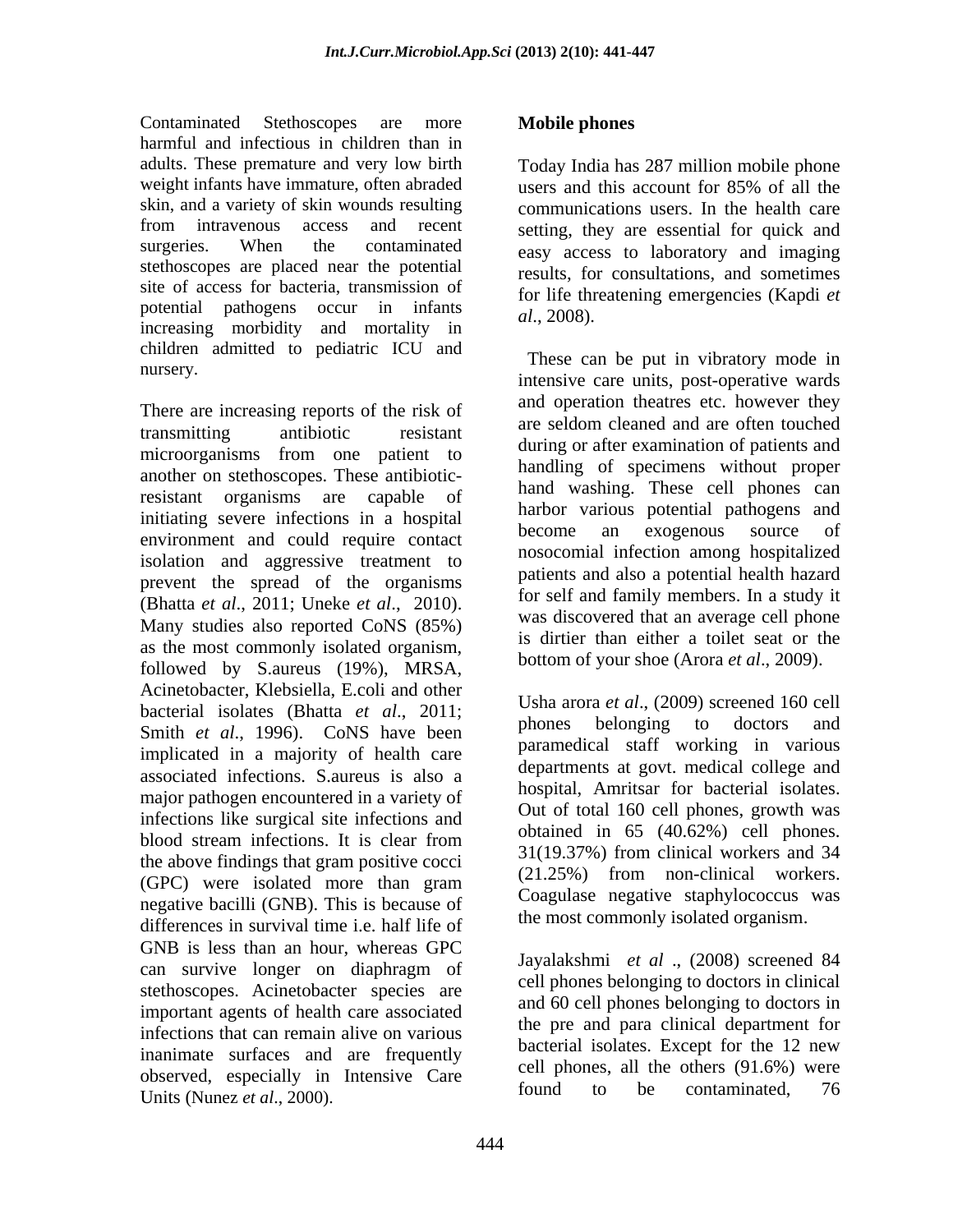Contaminated Stethoscopes are more harmful and infectious in children than in adults. These premature and very low birth weight infants have immature, often abraded skin, and a variety of skin wounds resulting from intravenous access and recent surgeries. When the contaminated stethoscopes are placed near the potential site of access for bacteria, transmission of potential pathogens occur in infants increasing morbidity and mortality in children admitted to pediatric ICU and nursery.

There are increasing reports of the risk of transmitting antibiotic resistant microorganisms from one patient to another on stethoscopes. These antibiotic-resistant organisms are capable of initiating severe infections in a hospital environment and could require contact isolation and aggressive treatment to prevent the spread of the organisms (Bhatta *et al*., 2011; Uneke *et al*., 2010). Many studies also reported CoNS (85%) as the most commonly isolated organism, followed by S.aureus (19%), MRSA, Acinetobacter, Klebsiella, E.coli and other bacterial isolates (Bhatta *et al*., 2011; Smith *et al*., 1996). CoNS have been implicated in a majority of health care associated infections. S.aureus is also a major pathogen encountered in a variety of infections like surgical site infections and blood stream infections. It is clear from the above findings that gram positive cocci (GPC) were isolated more than gram negative bacilli (GNB). This is because of differences in survival time i.e. half life of GNB is less than an hour, whereas GPC can survive longer on diaphragm of stethoscopes. Acinetobacter species are important agents of health care associated infections that can remain alive on various inanimate surfaces and are frequently observed, especially in Intensive Care Units (Nunez *et al*., 2000).

## Mobile phones

Today India has 287 million mobile phone users and this account for 85% of all the communications users. In the health care setting, they are essential for quick and easy access to laboratory and imaging results, for consultations, and sometimes for life threatening emergencies (Kapdi *et al*., 2008).

These can be put in vibratory mode in intensive care units, post-operative wards and operation theatres etc. however they are seldom cleaned and are often touched during or after examination of patients and handling of specimens without proper hand washing. These cell phones can harbor various potential pathogens and become an exogenous source of nosocomial infection among hospitalized patients and also a potential health hazard for self and family members. In a study it was discovered that an average cell phone is dirtier than either a toilet seat or the bottom of your shoe (Arora *et al*., 2009).

Usha arora *et al*., (2009) screened 160 cell phones belonging to doctors and paramedical staff working in various departments at govt. medical college and hospital, Amritsar for bacterial isolates. Out of total 160 cell phones, growth was obtained in 65 (40.62%) cell phones. 31(19.37%) from clinical workers and 34 (21.25%) from non-clinical workers. Coagulase negative staphylococcus was the most commonly isolated organism.

Jayalakshmi *et al* ., (2008) screened 84 cell phones belonging to doctors in clinical and 60 cell phones belonging to doctors in the pre and para clinical department for bacterial isolates. Except for the 12 new cell phones, all the others (91.6%) were found to be contaminated, 76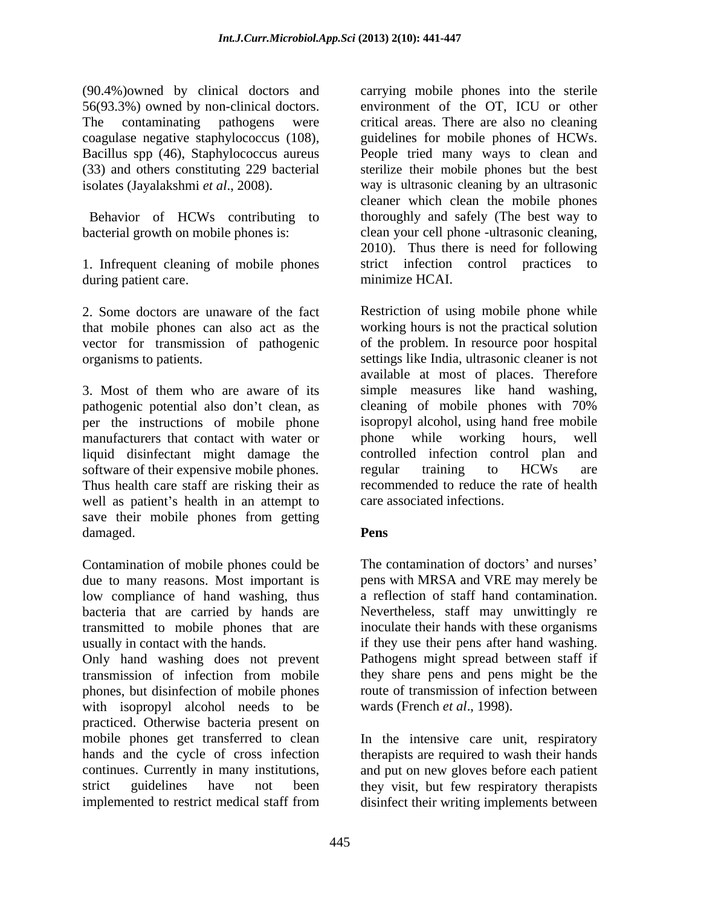(90.4%)owned by clinical doctors and 56(93.3%) owned by non-clinical doctors. The contaminating pathogens were coagulase negative staphylococcus (108), Bacillus spp (46), Staphylococcus aureus (33) and others constituting 229 bacterial isolates (Jayalakshmi *et al*., 2008).

Behavior of HCWs contributing to bacterial growth on mobile phones is:

1. Infrequent cleaning of mobile phones during patient care.

2. Some doctors are unaware of the fact that mobile phones can also act as the vector for transmission of pathogenic organisms to patients.

3. Most of them who are aware of its pathogenic potential also don't clean, as per the instructions of mobile phone manufacturers that contact with water or liquid disinfectant might damage the software of their expensive mobile phones. Thus health care staff are risking their as well as patient's health in an attempt to save their mobile phones from getting damaged.

Contamination of mobile phones could be due to many reasons. Most important is low compliance of hand washing, thus bacteria that are carried by hands are transmitted to mobile phones that are usually in contact with the hands.
Only hand washing does not prevent transmission of infection from mobile phones, but disinfection of mobile phones with isopropyl alcohol needs to be practiced. Otherwise bacteria present on mobile phones get transferred to clean hands and the cycle of cross infection continues. Currently in many institutions, strict guidelines have not been implemented to restrict medical staff from carrying mobile phones into the sterile environment of the OT, ICU or other critical areas. There are also no cleaning guidelines for mobile phones of HCWs. People tried many ways to clean and sterilize their mobile phones but the best way is ultrasonic cleaning by an ultrasonic cleaner which clean the mobile phones thoroughly and safely (The best way to clean your cell phone -ultrasonic cleaning, 2010). Thus there is need for following strict infection control practices to minimize HCAI.

Restriction of using mobile phone while working hours is not the practical solution of the problem. In resource poor hospital settings like India, ultrasonic cleaner is not available at most of places. Therefore simple measures like hand washing, cleaning of mobile phones with 70% isopropyl alcohol, using hand free mobile phone while working hours, well controlled infection control plan and regular training to HCWs are recommended to reduce the rate of health care associated infections.

## Pens

The contamination of doctors' and nurses' pens with MRSA and VRE may merely be a reflection of staff hand contamination. Nevertheless, staff may unwittingly re inoculate their hands with these organisms if they use their pens after hand washing. Pathogens might spread between staff if they share pens and pens might be the route of transmission of infection between wards (French *et al*., 1998).

In the intensive care unit, respiratory therapists are required to wash their hands and put on new gloves before each patient they visit, but few respiratory therapists disinfect their writing implements between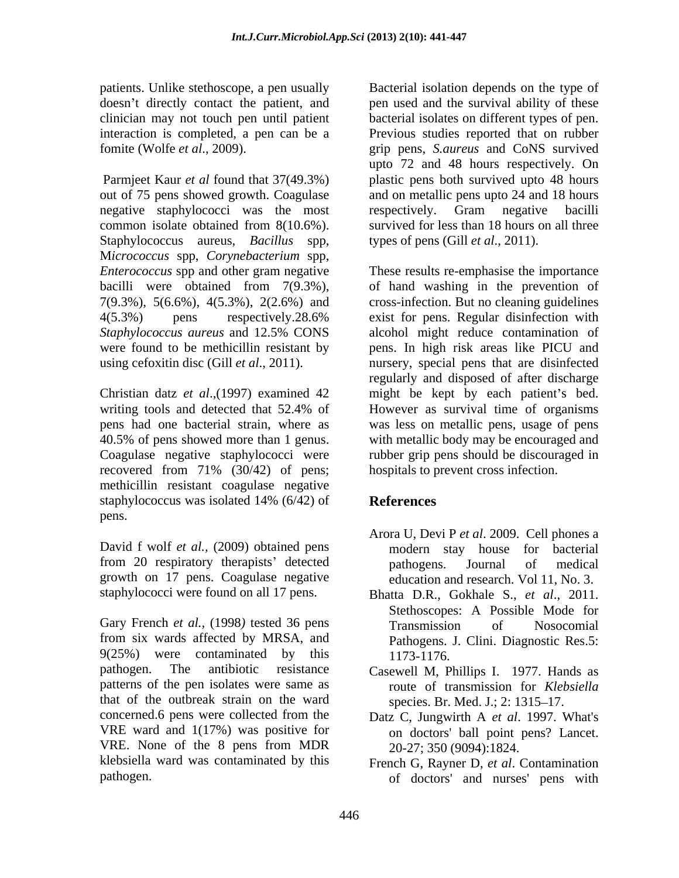patients. Unlike stethoscope, a pen usually doesn't directly contact the patient, and clinician may not touch pen until patient interaction is completed, a pen can be a fomite (Wolfe *et al*., 2009).

Parmjeet Kaur *et al* found that 37(49.3%) out of 75 pens showed growth. Coagulase negative staphylococci was the most common isolate obtained from 8(10.6%). Staphylococcus aureus, *Bacillus* spp, M*icrococcus* spp, *Corynebacterium* spp, *Enterococcus* spp and other gram negative bacilli were obtained from 7(9.3%), 7(9.3%), 5(6.6%), 4(5.3%), 2(2.6%) and 4(5.3%) pens respectively.28.6% *Staphylococcus aureus* and 12.5% CONS were found to be methicillin resistant by using cefoxitin disc (Gill *et al*., 2011).

Christian datz *et al*.,(1997) examined 42 writing tools and detected that 52.4% of pens had one bacterial strain, where as 40.5% of pens showed more than 1 genus. Coagulase negative staphylococci were recovered from 71% (30/42) of pens; methicillin resistant coagulase negative staphylococcus was isolated 14% (6/42) of pens.

David f wolf *et al.,* (2009) obtained pens from 20 respiratory therapists' detected growth on 17 pens. Coagulase negative staphylococci were found on all 17 pens.

Gary French *et al.,* (1998*)* tested 36 pens from six wards affected by MRSA, and 9(25%) were contaminated by this pathogen. The antibiotic resistance patterns of the pen isolates were same as that of the outbreak strain on the ward concerned.6 pens were collected from the VRE ward and 1(17%) was positive for VRE. None of the 8 pens from MDR klebsiella ward was contaminated by this pathogen.

Bacterial isolation depends on the type of pen used and the survival ability of these bacterial isolates on different types of pen. Previous studies reported that on rubber grip pens, *S.aureus* and CoNS survived upto 72 and 48 hours respectively. On plastic pens both survived upto 48 hours and on metallic pens upto 24 and 18 hours respectively. Gram negative bacilli survived for less than 18 hours on all three types of pens (Gill *et al*., 2011).

These results re-emphasise the importance of hand washing in the prevention of cross-infection. But no cleaning guidelines exist for pens. Regular disinfection with alcohol might reduce contamination of pens. In high risk areas like PICU and nursery, special pens that are disinfected regularly and disposed of after discharge might be kept by each patient's bed. However as survival time of organisms was less on metallic pens, usage of pens with metallic body may be encouraged and rubber grip pens should be discouraged in hospitals to prevent cross infection.

## References

Arora U, Devi P *et al*. 2009. Cell phones a modern stay house for bacterial pathogens. Journal of medical education and research. Vol 11, No. 3.

Bhatta D.R., Gokhale S., *et al*., 2011. Stethoscopes: A Possible Mode for Transmission of Nosocomial Pathogens. J. Clini. Diagnostic Res.5: 1173-1176.

Casewell M, Phillips I. 1977. Hands as route of transmission for *Klebsiella* species. Br. Med. J.; 2: 1315–17.

Datz C, Jungwirth A *et al*. 1997. What's on doctors' ball point pens? Lancet. 20-27; 350 (9094):1824.

French G, Rayner D, *et al*. Contamination of doctors' and nurses' pens with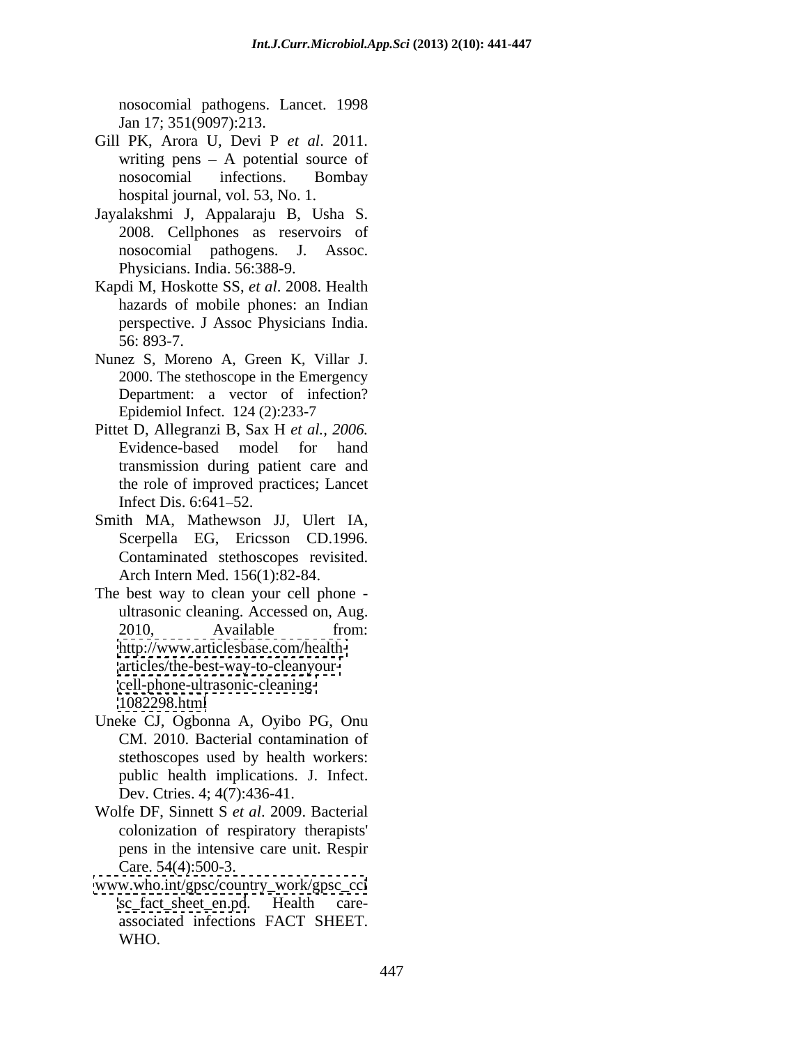nosocomial pathogens. Lancet. 1998 Jan 17; 351(9097):213.

Gill PK, Arora U, Devi P *et al*. 2011. writing pens – A potential source of nosocomial infections. Bombay hospital journal, vol. 53, No. 1.

Jayalakshmi J, Appalaraju B, Usha S. 2008. Cellphones as reservoirs of nosocomial pathogens. J. Assoc. Physicians. India. 56:388-9.

Kapdi M, Hoskotte SS, *et al*. 2008. Health hazards of mobile phones: an Indian perspective. J Assoc Physicians India. 56: 893-7.

Nunez S, Moreno A, Green K, Villar J. 2000. The stethoscope in the Emergency Department: a vector of infection? Epidemiol Infect. 124 (2):233-7

Pittet D, Allegranzi B, Sax H *et al., 2006.* Evidence-based model for hand transmission during patient care and the role of improved practices; Lancet Infect Dis. 6:641–52.

Smith MA, Mathewson JJ, Ulert IA, Scerpella EG, Ericsson CD.1996. Contaminated stethoscopes revisited. Arch Intern Med. 156(1):82-84.

The best way to clean your cell phone - ultrasonic cleaning. Accessed on, Aug. 2010, Available from: http://www.articlesbase.com/health-articles/the-best-way-to-cleanyour-cell-phone-ultrasonic-cleaning-1082298.html

Uneke CJ, Ogbonna A, Oyibo PG, Onu CM. 2010. Bacterial contamination of stethoscopes used by health workers: public health implications. J. Infect. Dev. Ctries. 4; 4(7):436-41.

Wolfe DF, Sinnett S *et al*. 2009. Bacterial colonization of respiratory therapists' pens in the intensive care unit. Respir Care. 54(4):500-3.

www.who.int/gpsc/country_work/gpsc_ccisc_fact_sheet_en.pd. Health care-associated infections FACT SHEET. WHO.